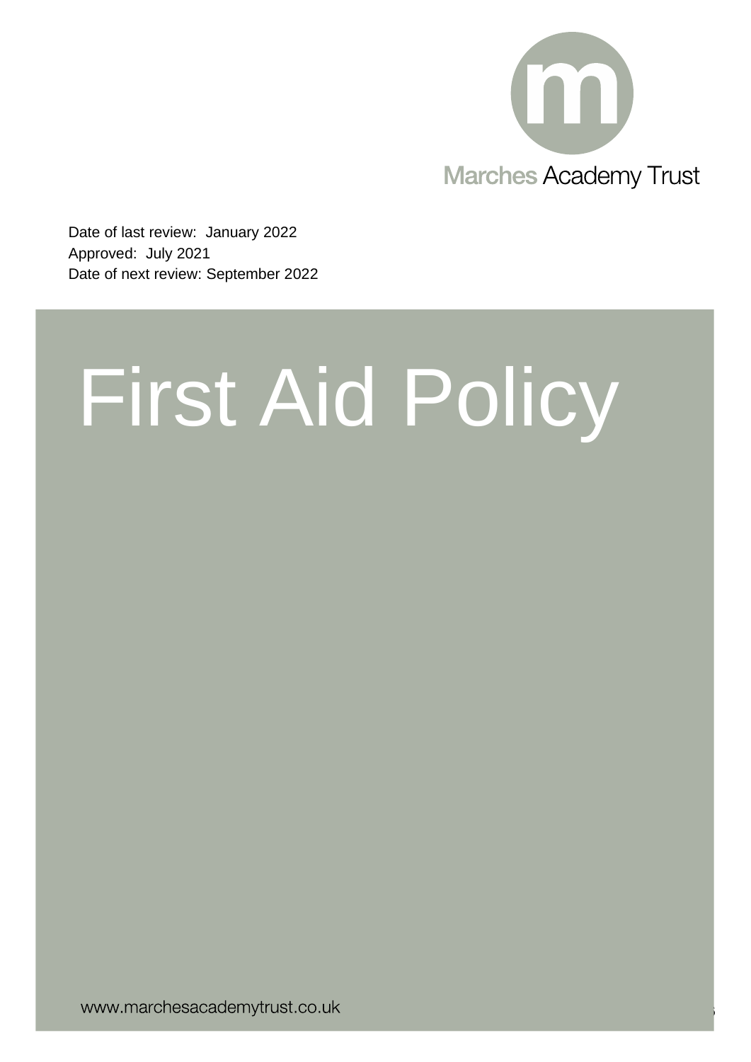Marches Academy Trust

Date of last review: January 2022
Approved: July 2021
Date of next review: September 2022

# First Aid Policy

www.marchesacademytrust.co.uk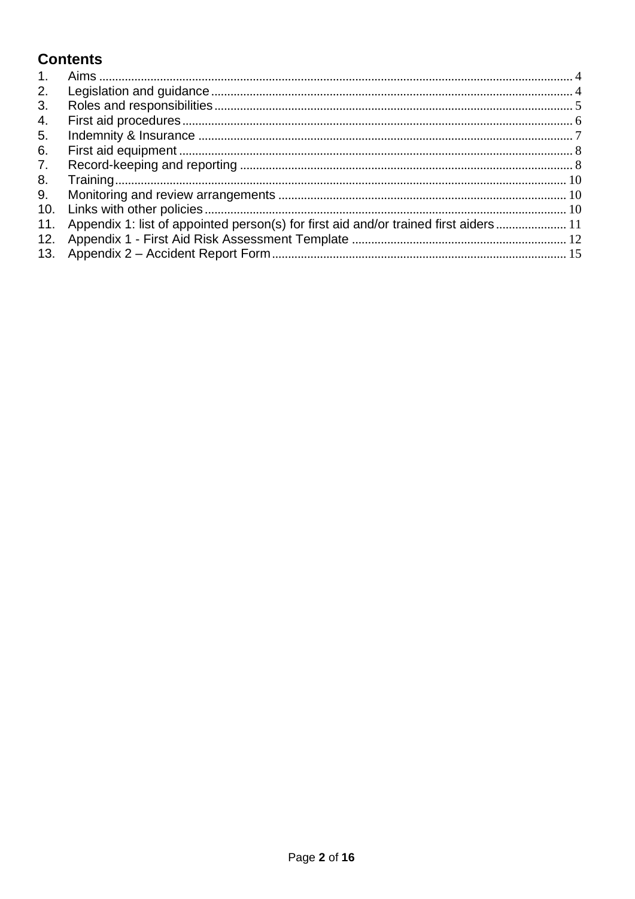# Contents

1. Aims ........................................................................................................................................ 4
2. Legislation and guidance ...................................................................................................... 4
3. Roles and responsibilities ..................................................................................................... 5
4. First aid procedures ............................................................................................................... 6
5. Indemnity & Insurance .......................................................................................................... 7
6. First aid equipment ................................................................................................................ 8
7. Record-keeping and reporting .............................................................................................. 8
8. Training ................................................................................................................................. 10
9. Monitoring and review arrangements ................................................................................ 10
10. Links with other policies ...................................................................................................... 10
11. Appendix 1: list of appointed person(s) for first aid and/or trained first aiders ..................... 11
12. Appendix 1 - First Aid Risk Assessment Template ................................................................. 12
13. Appendix 2 – Accident Report Form ....................................................................................... 15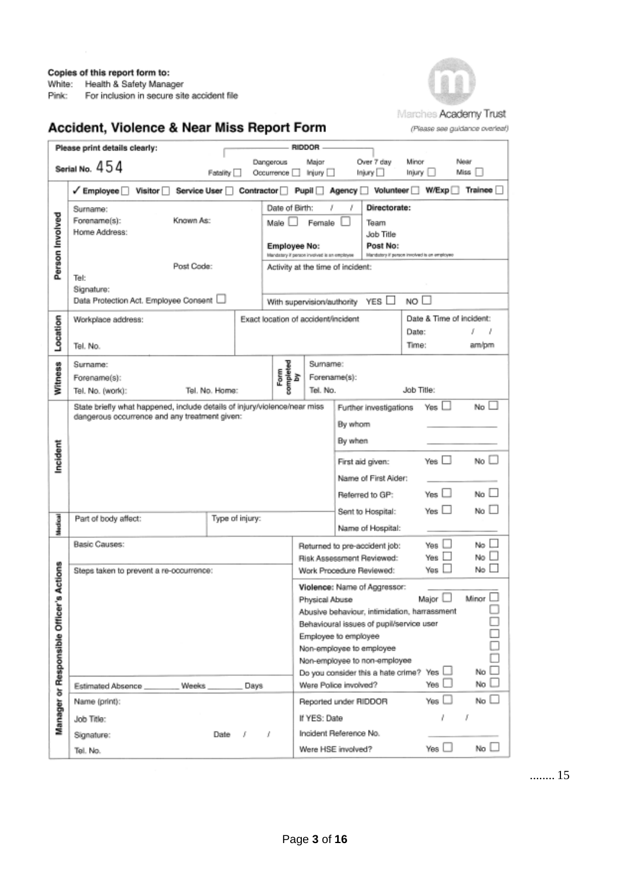**Copies of this report form to:**
White: Health & Safety Manager
Pink: For inclusion in secure site accident file

Marches Academy Trust
*(Please see guidance overleaf)*

# Accident, Violence & Near Miss Report Form

**Please print details clearly:**

Serial No. 454

RIDDOR: Fatality ☐ | Dangerous Occurrence ☐ | Major Injury ☐ | Over 7 day Injury ☐ | Minor Injury ☐ | Near Miss ☐

✓ **Employee** ☐ **Visitor** ☐ **Service User** ☐ **Contractor** ☐ **Pupil** ☐ **Agency** ☐ **Volunteer** ☐ **W/Exp** ☐ **Trainee** ☐

## Person Involved

| | | |
|---|---|---|
| Surname: | Date of Birth: / / | **Directorate:** |
| Forename(s): Known As: | Male ☐ Female ☐ | Team |
| Home Address: | | Job Title |
| | **Employee No:** Mandatory if person involved is an employee | **Post No:** Mandatory if person involved is an employee |
| Post Code: | Activity at the time of incident: | |
| Tel: | | |
| Signature: | | |
| Data Protection Act. Employee Consent ☐ | With supervision/authority YES ☐ NO ☐ | |

## Location

| | | |
|---|---|---|
| Workplace address: | Exact location of accident/incident | Date & Time of incident: |
| | | Date: / / |
| Tel. No. | | Time: am/pm |

## Witness

| | |
|---|---|
| Surname: | **Form completed by** Surname: |
| Forename(s): | Forename(s): |
| Tel. No. (work): Tel. No. Home: | Tel. No. Job Title: |

## Incident

| | | | |
|---|---|---|---|
| State briefly what happened, include details of injury/violence/near miss dangerous occurrence and any treatment given: | Further investigations | Yes ☐ | No ☐ |
| | By whom | | |
| | By when | | |
| | First aid given: | Yes ☐ | No ☐ |
| | Name of First Aider: | | |
| | Referred to GP: | Yes ☐ | No ☐ |
| | Sent to Hospital: | Yes ☐ | No ☐ |

## Medical

| | | |
|---|---|---|
| Part of body affect: | Type of injury: | Name of Hospital: |

## Manager or Responsible Officer's Actions

| | | | |
|---|---|---|---|
| Basic Causes: | Returned to pre-accident job: | Yes ☐ | No ☐ |
| | Risk Assessment Reviewed: | Yes ☐ | No ☐ |
| Steps taken to prevent a re-occurrence: | Work Procedure Reviewed: | Yes ☐ | No ☐ |
| | **Violence:** Name of Aggressor: | | |
| | Physical Abuse | Major ☐ | Minor ☐ |
| | Abusive behaviour, intimidation, harrassment | | ☐ |
| | Behavioural issues of pupil/service user | | ☐ |
| | Employee to employee | | ☐ |
| | Non-employee to employee | | ☐ |
| | Non-employee to non-employee | | ☐ |
| | Do you consider this a hate crime? | Yes ☐ | No ☐ |
| Estimated Absence ________ Weeks ________ Days | Were Police involved? | Yes ☐ | No ☐ |
| Name (print): | Reported under RIDDOR | Yes ☐ | No ☐ |
| Job Title: | If YES: Date | / / | |
| Signature: Date / / | Incident Reference No. | | |
| Tel. No. | Were HSE involved? | Yes ☐ | No ☐ |

........ 15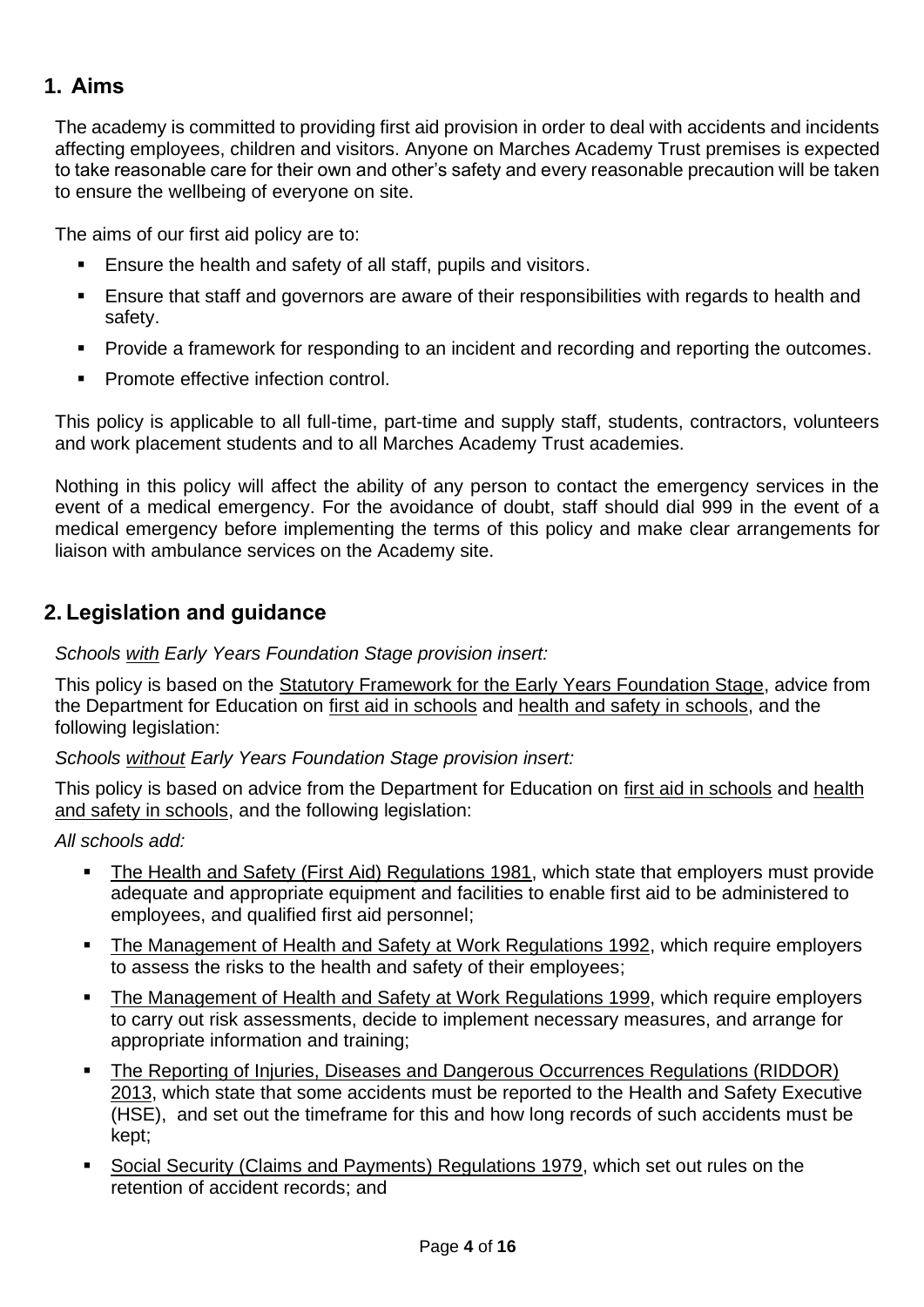## 1. Aims

The academy is committed to providing first aid provision in order to deal with accidents and incidents affecting employees, children and visitors. Anyone on Marches Academy Trust premises is expected to take reasonable care for their own and other's safety and every reasonable precaution will be taken to ensure the wellbeing of everyone on site.

The aims of our first aid policy are to:

- Ensure the health and safety of all staff, pupils and visitors.
- Ensure that staff and governors are aware of their responsibilities with regards to health and safety.
- Provide a framework for responding to an incident and recording and reporting the outcomes.
- Promote effective infection control.

This policy is applicable to all full-time, part-time and supply staff, students, contractors, volunteers and work placement students and to all Marches Academy Trust academies.

Nothing in this policy will affect the ability of any person to contact the emergency services in the event of a medical emergency. For the avoidance of doubt, staff should dial 999 in the event of a medical emergency before implementing the terms of this policy and make clear arrangements for liaison with ambulance services on the Academy site.

## 2. Legislation and guidance

*Schools with Early Years Foundation Stage provision insert:*

This policy is based on the Statutory Framework for the Early Years Foundation Stage, advice from the Department for Education on first aid in schools and health and safety in schools, and the following legislation:

*Schools without Early Years Foundation Stage provision insert:*

This policy is based on advice from the Department for Education on first aid in schools and health and safety in schools, and the following legislation:

*All schools add:*

- The Health and Safety (First Aid) Regulations 1981, which state that employers must provide adequate and appropriate equipment and facilities to enable first aid to be administered to employees, and qualified first aid personnel;
- The Management of Health and Safety at Work Regulations 1992, which require employers to assess the risks to the health and safety of their employees;
- The Management of Health and Safety at Work Regulations 1999, which require employers to carry out risk assessments, decide to implement necessary measures, and arrange for appropriate information and training;
- The Reporting of Injuries, Diseases and Dangerous Occurrences Regulations (RIDDOR) 2013, which state that some accidents must be reported to the Health and Safety Executive (HSE), and set out the timeframe for this and how long records of such accidents must be kept;
- Social Security (Claims and Payments) Regulations 1979, which set out rules on the retention of accident records; and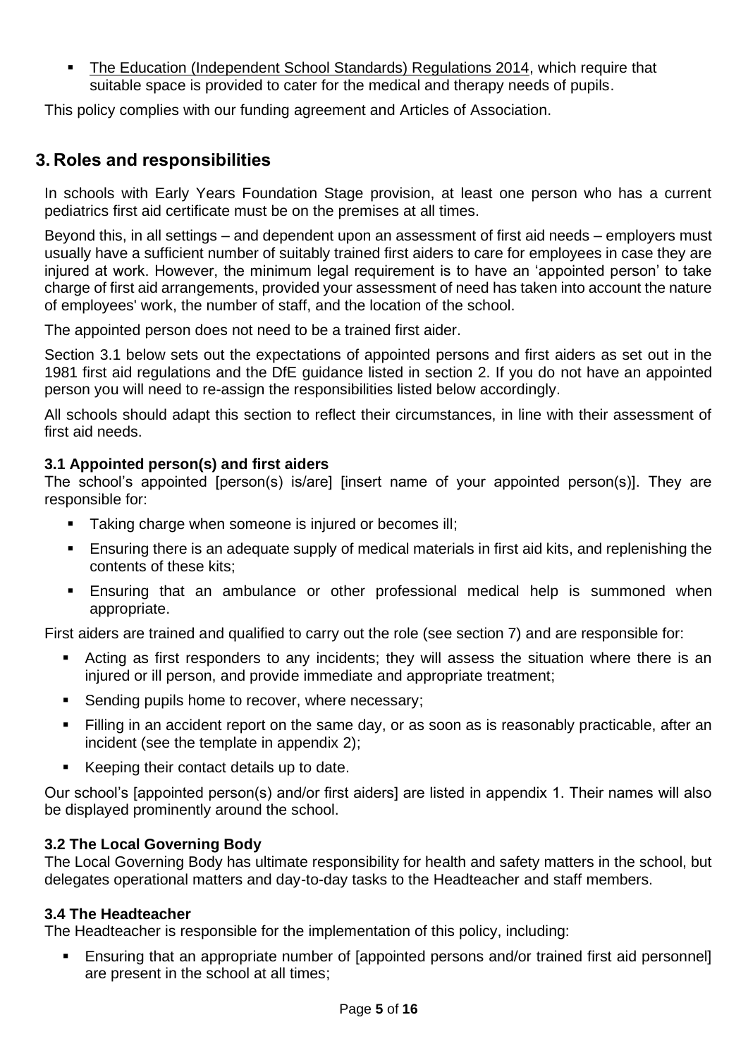- The Education (Independent School Standards) Regulations 2014, which require that suitable space is provided to cater for the medical and therapy needs of pupils.

This policy complies with our funding agreement and Articles of Association.

## 3. Roles and responsibilities

In schools with Early Years Foundation Stage provision, at least one person who has a current pediatrics first aid certificate must be on the premises at all times.

Beyond this, in all settings – and dependent upon an assessment of first aid needs – employers must usually have a sufficient number of suitably trained first aiders to care for employees in case they are injured at work. However, the minimum legal requirement is to have an 'appointed person' to take charge of first aid arrangements, provided your assessment of need has taken into account the nature of employees' work, the number of staff, and the location of the school.

The appointed person does not need to be a trained first aider.

Section 3.1 below sets out the expectations of appointed persons and first aiders as set out in the 1981 first aid regulations and the DfE guidance listed in section 2. If you do not have an appointed person you will need to re-assign the responsibilities listed below accordingly.

All schools should adapt this section to reflect their circumstances, in line with their assessment of first aid needs.

### 3.1 Appointed person(s) and first aiders

The school's appointed [person(s) is/are] [insert name of your appointed person(s)]. They are responsible for:

- Taking charge when someone is injured or becomes ill;
- Ensuring there is an adequate supply of medical materials in first aid kits, and replenishing the contents of these kits;
- Ensuring that an ambulance or other professional medical help is summoned when appropriate.

First aiders are trained and qualified to carry out the role (see section 7) and are responsible for:

- Acting as first responders to any incidents; they will assess the situation where there is an injured or ill person, and provide immediate and appropriate treatment;
- Sending pupils home to recover, where necessary;
- Filling in an accident report on the same day, or as soon as is reasonably practicable, after an incident (see the template in appendix 2);
- Keeping their contact details up to date.

Our school's [appointed person(s) and/or first aiders] are listed in appendix 1. Their names will also be displayed prominently around the school.

### 3.2 The Local Governing Body

The Local Governing Body has ultimate responsibility for health and safety matters in the school, but delegates operational matters and day-to-day tasks to the Headteacher and staff members.

### 3.4 The Headteacher

The Headteacher is responsible for the implementation of this policy, including:

- Ensuring that an appropriate number of [appointed persons and/or trained first aid personnel] are present in the school at all times;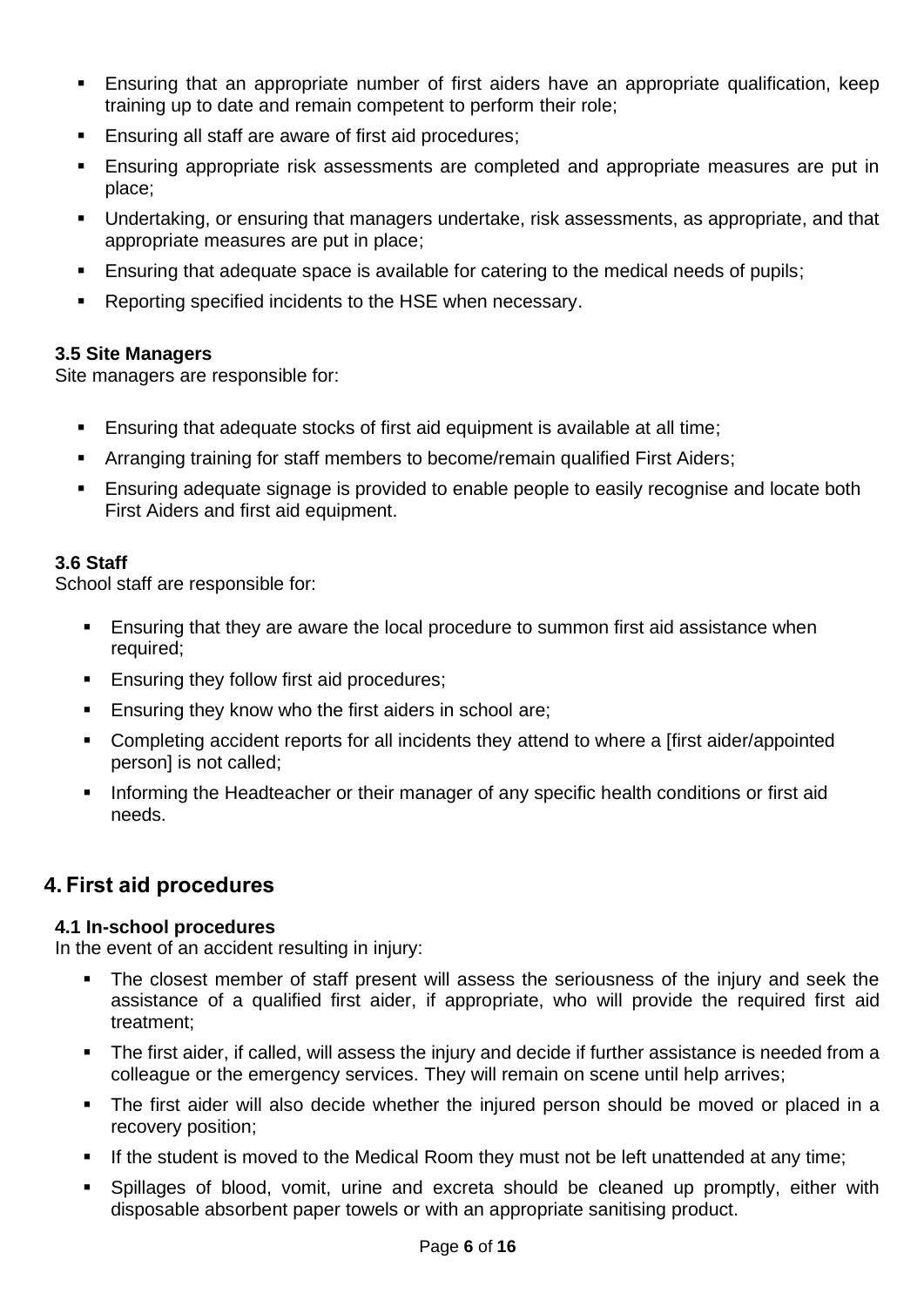- Ensuring that an appropriate number of first aiders have an appropriate qualification, keep training up to date and remain competent to perform their role;
- Ensuring all staff are aware of first aid procedures;
- Ensuring appropriate risk assessments are completed and appropriate measures are put in place;
- Undertaking, or ensuring that managers undertake, risk assessments, as appropriate, and that appropriate measures are put in place;
- Ensuring that adequate space is available for catering to the medical needs of pupils;
- Reporting specified incidents to the HSE when necessary.

**3.5 Site Managers**
Site managers are responsible for:

- Ensuring that adequate stocks of first aid equipment is available at all time;
- Arranging training for staff members to become/remain qualified First Aiders;
- Ensuring adequate signage is provided to enable people to easily recognise and locate both First Aiders and first aid equipment.

**3.6 Staff**
School staff are responsible for:

- Ensuring that they are aware the local procedure to summon first aid assistance when required;
- Ensuring they follow first aid procedures;
- Ensuring they know who the first aiders in school are;
- Completing accident reports for all incidents they attend to where a [first aider/appointed person] is not called;
- Informing the Headteacher or their manager of any specific health conditions or first aid needs.

## 4. First aid procedures

**4.1 In-school procedures**
In the event of an accident resulting in injury:

- The closest member of staff present will assess the seriousness of the injury and seek the assistance of a qualified first aider, if appropriate, who will provide the required first aid treatment;
- The first aider, if called, will assess the injury and decide if further assistance is needed from a colleague or the emergency services. They will remain on scene until help arrives;
- The first aider will also decide whether the injured person should be moved or placed in a recovery position;
- If the student is moved to the Medical Room they must not be left unattended at any time;
- Spillages of blood, vomit, urine and excreta should be cleaned up promptly, either with disposable absorbent paper towels or with an appropriate sanitising product.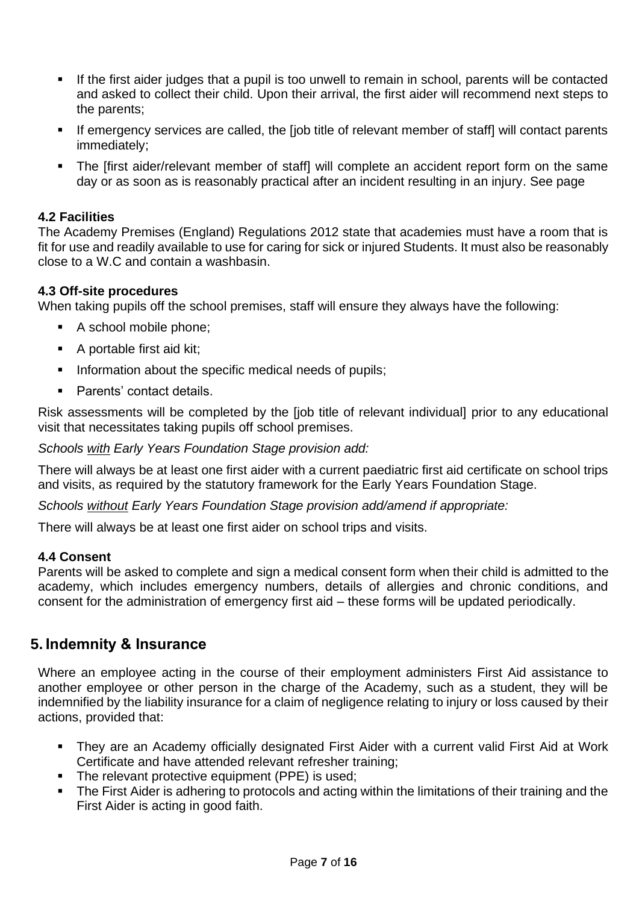- If the first aider judges that a pupil is too unwell to remain in school, parents will be contacted and asked to collect their child. Upon their arrival, the first aider will recommend next steps to the parents;
- If emergency services are called, the [job title of relevant member of staff] will contact parents immediately;
- The [first aider/relevant member of staff] will complete an accident report form on the same day or as soon as is reasonably practical after an incident resulting in an injury. See page

### 4.2 Facilities

The Academy Premises (England) Regulations 2012 state that academies must have a room that is fit for use and readily available to use for caring for sick or injured Students. It must also be reasonably close to a W.C and contain a washbasin.

### 4.3 Off-site procedures

When taking pupils off the school premises, staff will ensure they always have the following:

- A school mobile phone;
- A portable first aid kit;
- Information about the specific medical needs of pupils;
- Parents' contact details.

Risk assessments will be completed by the [job title of relevant individual] prior to any educational visit that necessitates taking pupils off school premises.

*Schools with Early Years Foundation Stage provision add:*

There will always be at least one first aider with a current paediatric first aid certificate on school trips and visits, as required by the statutory framework for the Early Years Foundation Stage.

*Schools without Early Years Foundation Stage provision add/amend if appropriate:*

There will always be at least one first aider on school trips and visits.

### 4.4 Consent

Parents will be asked to complete and sign a medical consent form when their child is admitted to the academy, which includes emergency numbers, details of allergies and chronic conditions, and consent for the administration of emergency first aid – these forms will be updated periodically.

## 5. Indemnity & Insurance

Where an employee acting in the course of their employment administers First Aid assistance to another employee or other person in the charge of the Academy, such as a student, they will be indemnified by the liability insurance for a claim of negligence relating to injury or loss caused by their actions, provided that:

- They are an Academy officially designated First Aider with a current valid First Aid at Work Certificate and have attended relevant refresher training;
- The relevant protective equipment (PPE) is used;
- The First Aider is adhering to protocols and acting within the limitations of their training and the First Aider is acting in good faith.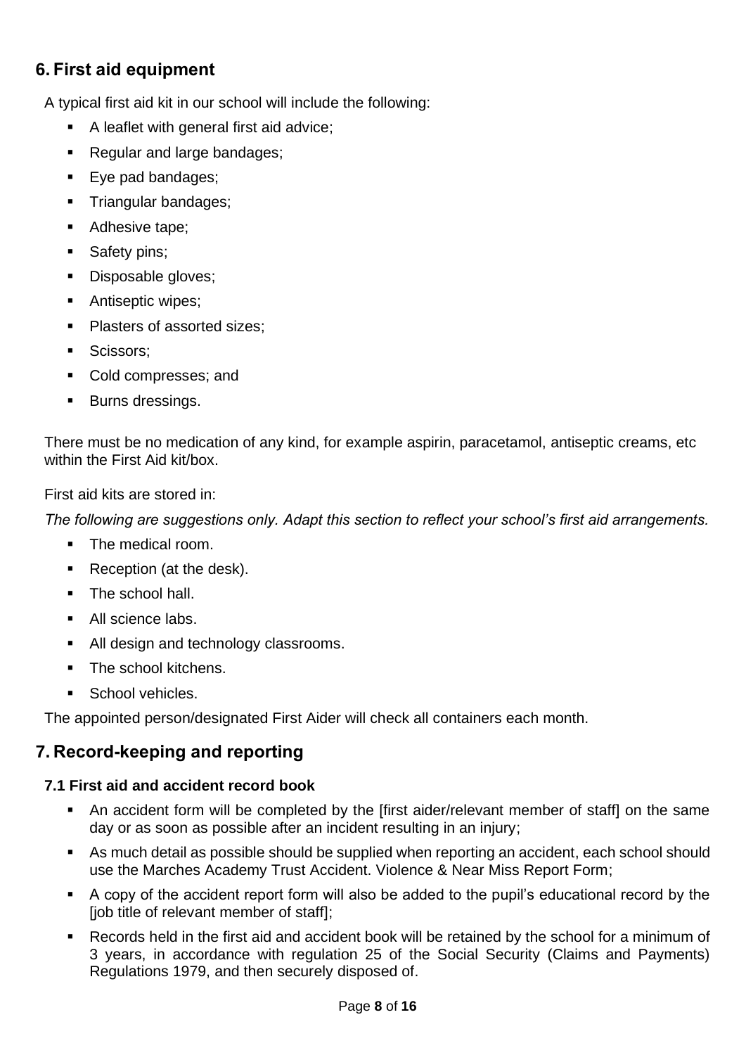## 6. First aid equipment

A typical first aid kit in our school will include the following:

- A leaflet with general first aid advice;
- Regular and large bandages;
- Eye pad bandages;
- Triangular bandages;
- Adhesive tape;
- Safety pins;
- Disposable gloves;
- Antiseptic wipes;
- Plasters of assorted sizes;
- Scissors;
- Cold compresses; and
- Burns dressings.

There must be no medication of any kind, for example aspirin, paracetamol, antiseptic creams, etc within the First Aid kit/box.

First aid kits are stored in:

*The following are suggestions only. Adapt this section to reflect your school's first aid arrangements.*

- The medical room.
- Reception (at the desk).
- The school hall.
- All science labs.
- All design and technology classrooms.
- The school kitchens.
- School vehicles.

The appointed person/designated First Aider will check all containers each month.

## 7. Record-keeping and reporting

### 7.1 First aid and accident record book

- An accident form will be completed by the [first aider/relevant member of staff] on the same day or as soon as possible after an incident resulting in an injury;
- As much detail as possible should be supplied when reporting an accident, each school should use the Marches Academy Trust Accident. Violence & Near Miss Report Form;
- A copy of the accident report form will also be added to the pupil's educational record by the [job title of relevant member of staff];
- Records held in the first aid and accident book will be retained by the school for a minimum of 3 years, in accordance with regulation 25 of the Social Security (Claims and Payments) Regulations 1979, and then securely disposed of.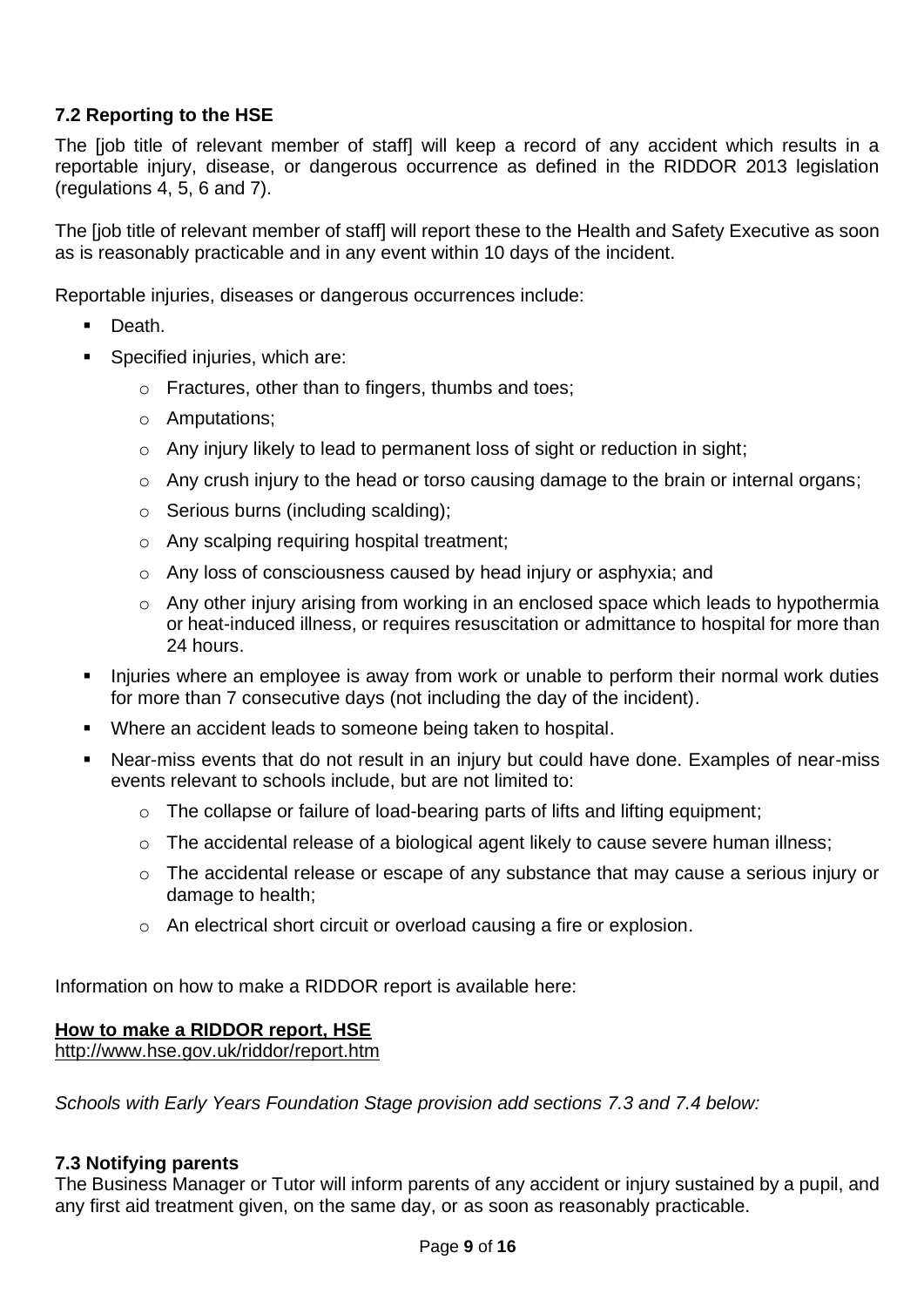### 7.2 Reporting to the HSE

The [job title of relevant member of staff] will keep a record of any accident which results in a reportable injury, disease, or dangerous occurrence as defined in the RIDDOR 2013 legislation (regulations 4, 5, 6 and 7).

The [job title of relevant member of staff] will report these to the Health and Safety Executive as soon as is reasonably practicable and in any event within 10 days of the incident.

Reportable injuries, diseases or dangerous occurrences include:

- Death.
- Specified injuries, which are:
  - Fractures, other than to fingers, thumbs and toes;
  - Amputations;
  - Any injury likely to lead to permanent loss of sight or reduction in sight;
  - Any crush injury to the head or torso causing damage to the brain or internal organs;
  - Serious burns (including scalding);
  - Any scalping requiring hospital treatment;
  - Any loss of consciousness caused by head injury or asphyxia; and
  - Any other injury arising from working in an enclosed space which leads to hypothermia or heat-induced illness, or requires resuscitation or admittance to hospital for more than 24 hours.
- Injuries where an employee is away from work or unable to perform their normal work duties for more than 7 consecutive days (not including the day of the incident).
- Where an accident leads to someone being taken to hospital.
- Near-miss events that do not result in an injury but could have done. Examples of near-miss events relevant to schools include, but are not limited to:
  - The collapse or failure of load-bearing parts of lifts and lifting equipment;
  - The accidental release of a biological agent likely to cause severe human illness;
  - The accidental release or escape of any substance that may cause a serious injury or damage to health;
  - An electrical short circuit or overload causing a fire or explosion.

Information on how to make a RIDDOR report is available here:

**How to make a RIDDOR report, HSE**
http://www.hse.gov.uk/riddor/report.htm

*Schools with Early Years Foundation Stage provision add sections 7.3 and 7.4 below:*

### 7.3 Notifying parents

The Business Manager or Tutor will inform parents of any accident or injury sustained by a pupil, and any first aid treatment given, on the same day, or as soon as reasonably practicable.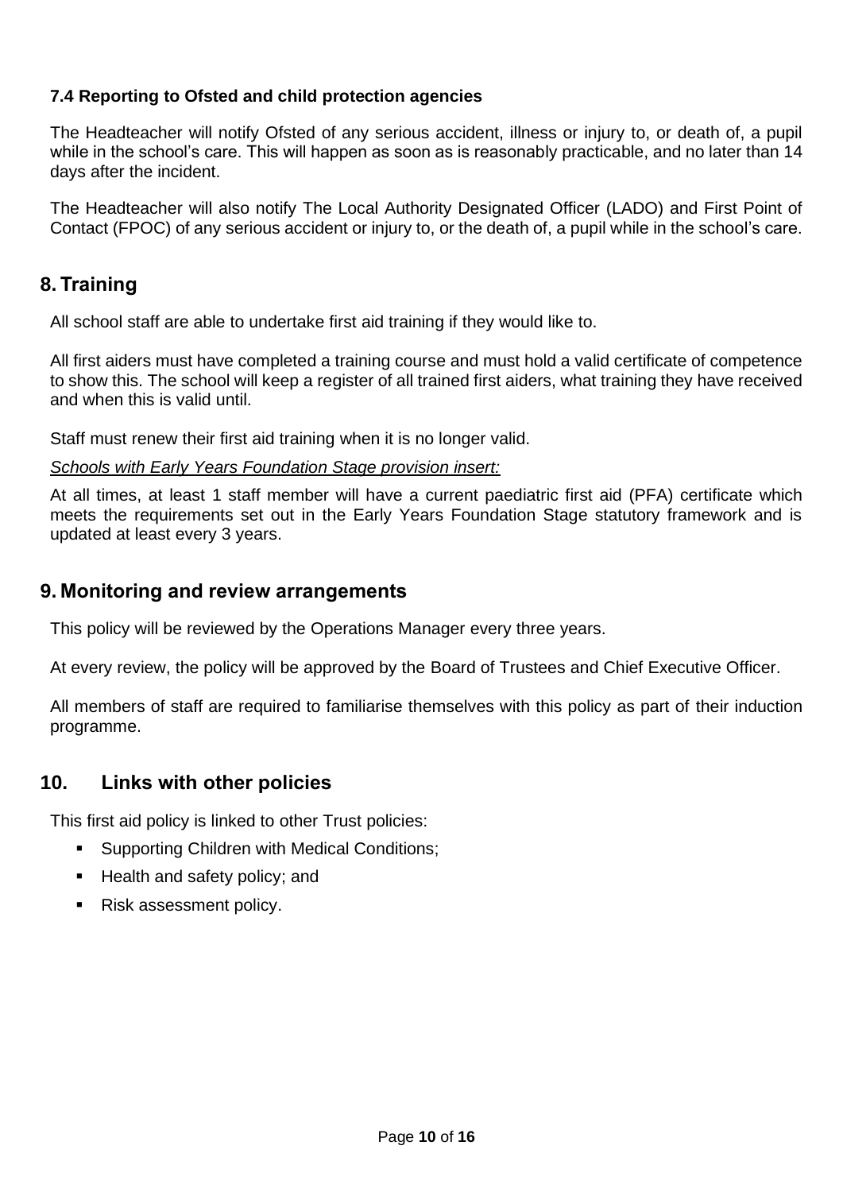### 7.4 Reporting to Ofsted and child protection agencies

The Headteacher will notify Ofsted of any serious accident, illness or injury to, or death of, a pupil while in the school's care. This will happen as soon as is reasonably practicable, and no later than 14 days after the incident.

The Headteacher will also notify The Local Authority Designated Officer (LADO) and First Point of Contact (FPOC) of any serious accident or injury to, or the death of, a pupil while in the school's care.

## 8. Training

All school staff are able to undertake first aid training if they would like to.

All first aiders must have completed a training course and must hold a valid certificate of competence to show this. The school will keep a register of all trained first aiders, what training they have received and when this is valid until.

Staff must renew their first aid training when it is no longer valid.

*Schools with Early Years Foundation Stage provision insert:*

At all times, at least 1 staff member will have a current paediatric first aid (PFA) certificate which meets the requirements set out in the Early Years Foundation Stage statutory framework and is updated at least every 3 years.

## 9. Monitoring and review arrangements

This policy will be reviewed by the Operations Manager every three years.

At every review, the policy will be approved by the Board of Trustees and Chief Executive Officer.

All members of staff are required to familiarise themselves with this policy as part of their induction programme.

## 10. Links with other policies

This first aid policy is linked to other Trust policies:

- Supporting Children with Medical Conditions;
- Health and safety policy; and
- Risk assessment policy.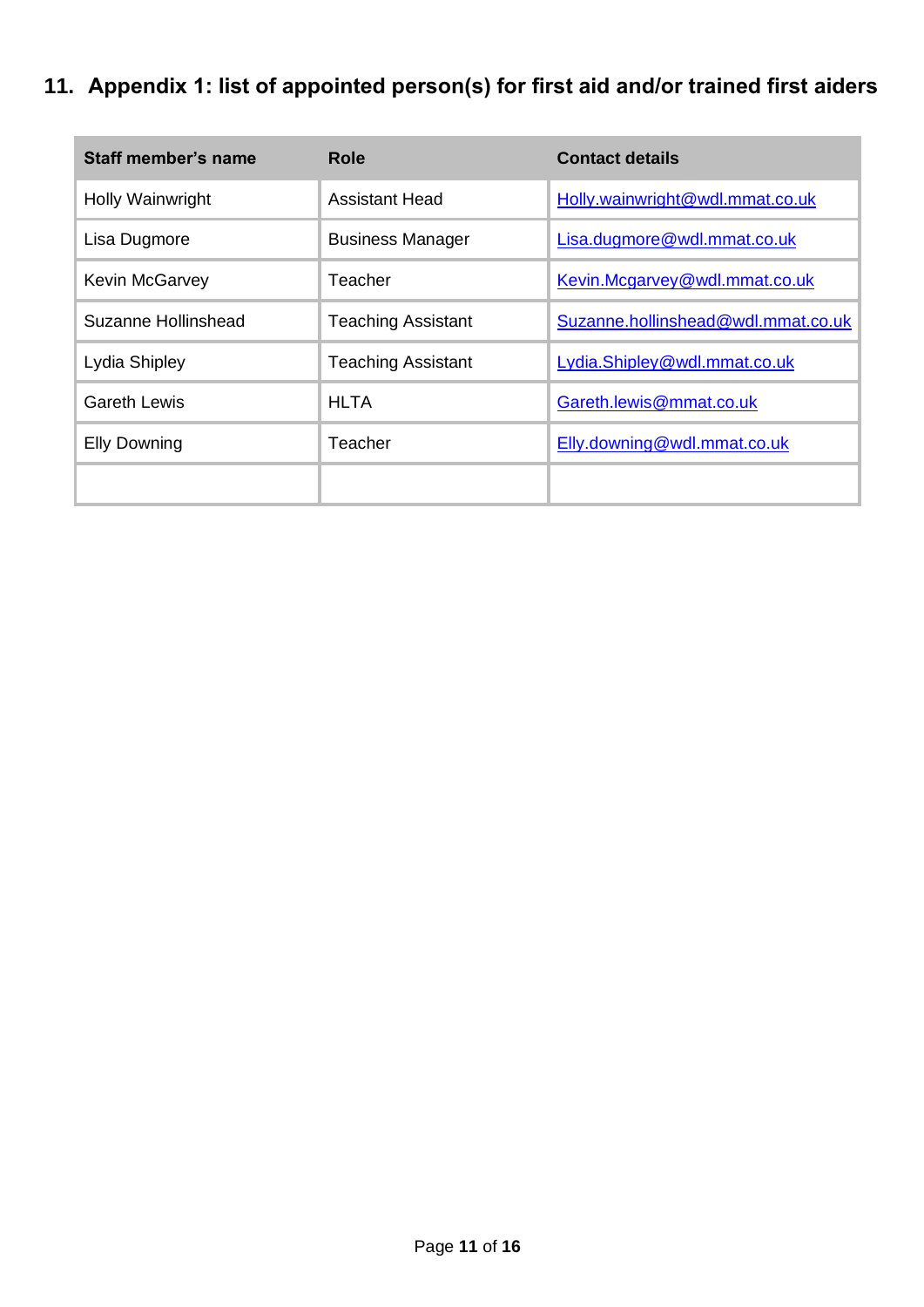## 11. Appendix 1: list of appointed person(s) for first aid and/or trained first aiders

| Staff member's name | Role | Contact details |
|---|---|---|
| Holly Wainwright | Assistant Head | Holly.wainwright@wdl.mmat.co.uk |
| Lisa Dugmore | Business Manager | Lisa.dugmore@wdl.mmat.co.uk |
| Kevin McGarvey | Teacher | Kevin.Mcgarvey@wdl.mmat.co.uk |
| Suzanne Hollinshead | Teaching Assistant | Suzanne.hollinshead@wdl.mmat.co.uk |
| Lydia Shipley | Teaching Assistant | Lydia.Shipley@wdl.mmat.co.uk |
| Gareth Lewis | HLTA | Gareth.lewis@mmat.co.uk |
| Elly Downing | Teacher | Elly.downing@wdl.mmat.co.uk |
| | | |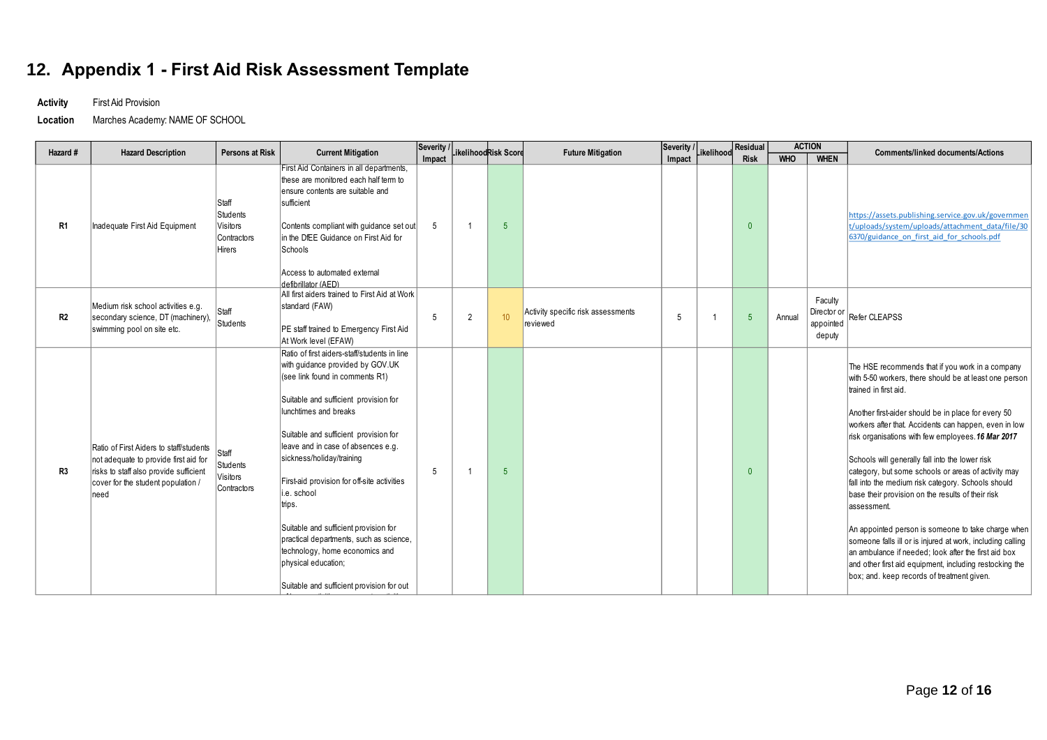## 12. Appendix 1 - First Aid Risk Assessment Template

**Activity** First Aid Provision

**Location** Marches Academy: NAME OF SCHOOL

| Hazard # | Hazard Description | Persons at Risk | Current Mitigation | Severity / Impact | Likelihood | Risk Score | Future Mitigation | Severity / Impact | Likelihood | Residual Risk | ACTION | | Comments/linked documents/Actions |
|---|---|---|---|---|---|---|---|---|---|---|---|---|---|
| | | | | | | | | | | | WHO | WHEN | |
| R1 | Inadequate First Aid Equipment | Staff<br>Students<br>Visitors<br>Contractors<br>Hirers | First Aid Containers in all departments, these are monitored each half term to ensure contents are suitable and sufficient<br><br>Contents compliant with guidance set out in the DfEE Guidance on First Aid for Schools<br><br>Access to automated external defibrillator (AED) | 5 | 1 | 5 | | | | 0 | | | https://assets.publishing.service.gov.uk/government/uploads/system/uploads/attachment_data/file/306370/guidance_on_first_aid_for_schools.pdf |
| R2 | Medium risk school activities e.g. secondary science, DT (machinery), swimming pool on site etc. | Staff<br>Students | All first aiders trained to First Aid at Work standard (FAW)<br><br>PE staff trained to Emergency First Aid At Work level (EFAW) | 5 | 2 | 10 | Activity specific risk assessments reviewed | 5 | 1 | 5 | Annual | Faculty Director or appointed deputy | Refer CLEAPSS |
| R3 | Ratio of First Aiders to staff/students not adequate to provide first aid for risks to staff also provide sufficient cover for the student population / need | Staff<br>Students<br>Visitors<br>Contractors | Ratio of first aiders-staff/students in line with guidance provided by GOV.UK (see link found in comments R1)<br><br>Suitable and sufficient provision for lunchtimes and breaks<br><br>Suitable and sufficient provision for leave and in case of absences e.g. sickness/holiday/training<br><br>First-aid provision for off-site activities i.e. school trips.<br><br>Suitable and sufficient provision for practical departments, such as science, technology, home economics and physical education;<br><br>Suitable and sufficient provision for out | 5 | 1 | 5 | | | | 0 | | | The HSE recommends that if you work in a company with 5-50 workers, there should be at least one person trained in first aid.<br><br>Another first-aider should be in place for every 50 workers after that. Accidents can happen, even in low risk organisations with few employees. ***16 Mar 2017***<br><br>Schools will generally fall into the lower risk category, but some schools or areas of activity may fall into the medium risk category. Schools should base their provision on the results of their risk assessment.<br><br>An appointed person is someone to take charge when someone falls ill or is injured at work, including calling an ambulance if needed; look after the first aid box and other first aid equipment, including restocking the box; and. keep records of treatment given. |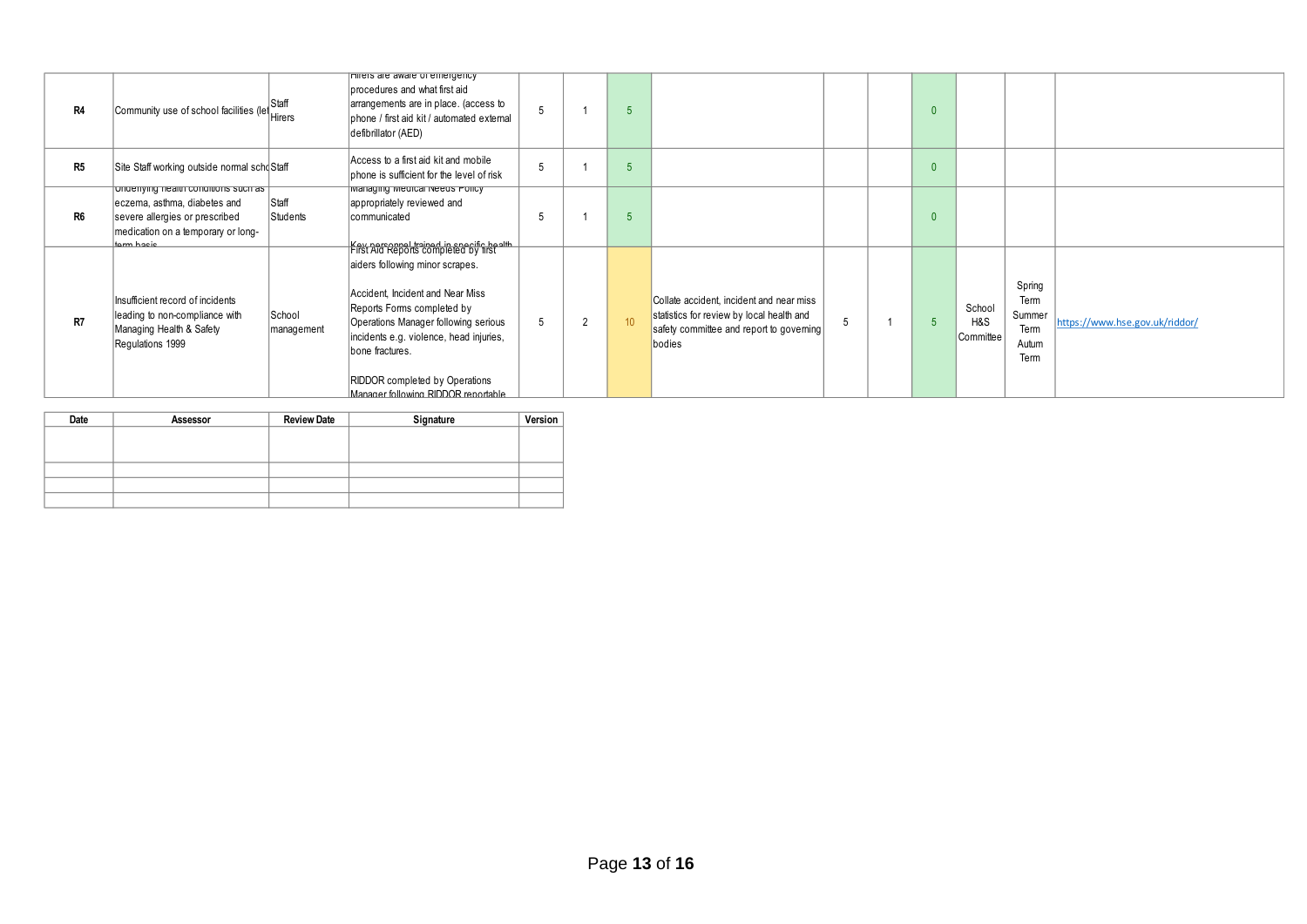| R4 | Community use of school facilities (let | Staff Hirers | Hirers are aware of emergency procedures and what first aid arrangements are in place. (access to phone / first aid kit / automated external defibrillator (AED) | 5 | 1 | 5 | | | | 0 | | | |
|---|---|---|---|---|---|---|---|---|---|---|---|---|---|
| R5 | Site Staff working outside normal scho | Staff | Access to a first aid kit and mobile phone is sufficient for the level of risk | 5 | 1 | 5 | | | | 0 | | | |
| R6 | Underlying health conditions such as eczema, asthma, diabetes and severe allergies or prescribed medication on a temporary or long-term basis | Staff Students | Managing Medical Needs Policy appropriately reviewed and communicated<br><br>Key personnel trained in specific health | 5 | 1 | 5 | | | | 0 | | | |
| R7 | Insufficient record of incidents leading to non-compliance with Managing Health & Safety Regulations 1999 | School management | First Aid Reports completed by first aiders following minor scrapes.<br><br>Accident, Incident and Near Miss Reports Forms completed by Operations Manager following serious incidents e.g. violence, head injuries, bone fractures.<br><br>RIDDOR completed by Operations Manager following RIDDOR reportable | 5 | 2 | 10 | Collate accident, incident and near miss statistics for review by local health and safety committee and report to governing bodies | 5 | 1 | 5 | School H&S Committee | Spring Term Summer Term Autum Term | https://www.hse.gov.uk/riddor/ |

| Date | Assessor | Review Date | Signature | Version |
|---|---|---|---|---|
| | | | | |
| | | | | |
| | | | | |
| | | | | |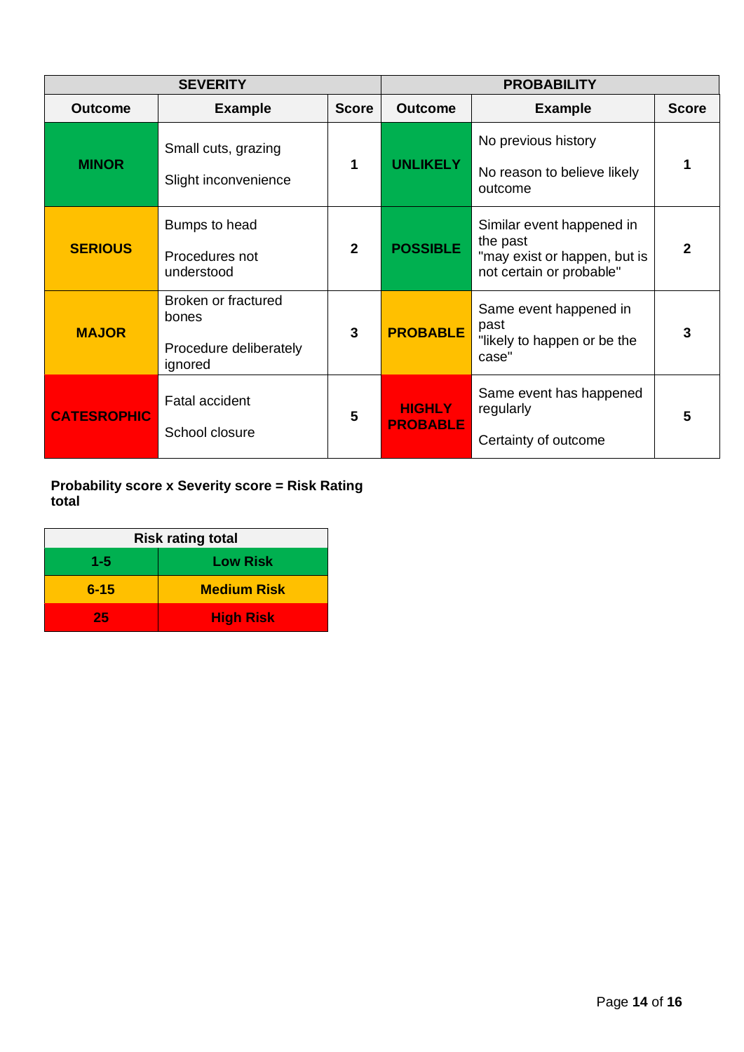| SEVERITY | | | PROBABILITY | | |
|---|---|---|---|---|---|
| **Outcome** | **Example** | **Score** | **Outcome** | **Example** | **Score** |
| **MINOR** | Small cuts, grazing<br><br>Slight inconvenience | **1** | **UNLIKELY** | No previous history<br><br>No reason to believe likely outcome | **1** |
| **SERIOUS** | Bumps to head<br><br>Procedures not understood | **2** | **POSSIBLE** | Similar event happened in the past<br>"may exist or happen, but is not certain or probable" | **2** |
| **MAJOR** | Broken or fractured bones<br><br>Procedure deliberately ignored | **3** | **PROBABLE** | Same event happened in past<br>"likely to happen or be the case" | **3** |
| **CATESROPHIC** | Fatal accident<br><br>School closure | **5** | **HIGHLY PROBABLE** | Same event has happened regularly<br><br>Certainty of outcome | **5** |

**Probability score x Severity score = Risk Rating total**

| Risk rating total | |
|---|---|
| **1-5** | **Low Risk** |
| **6-15** | **Medium Risk** |
| **25** | **High Risk** |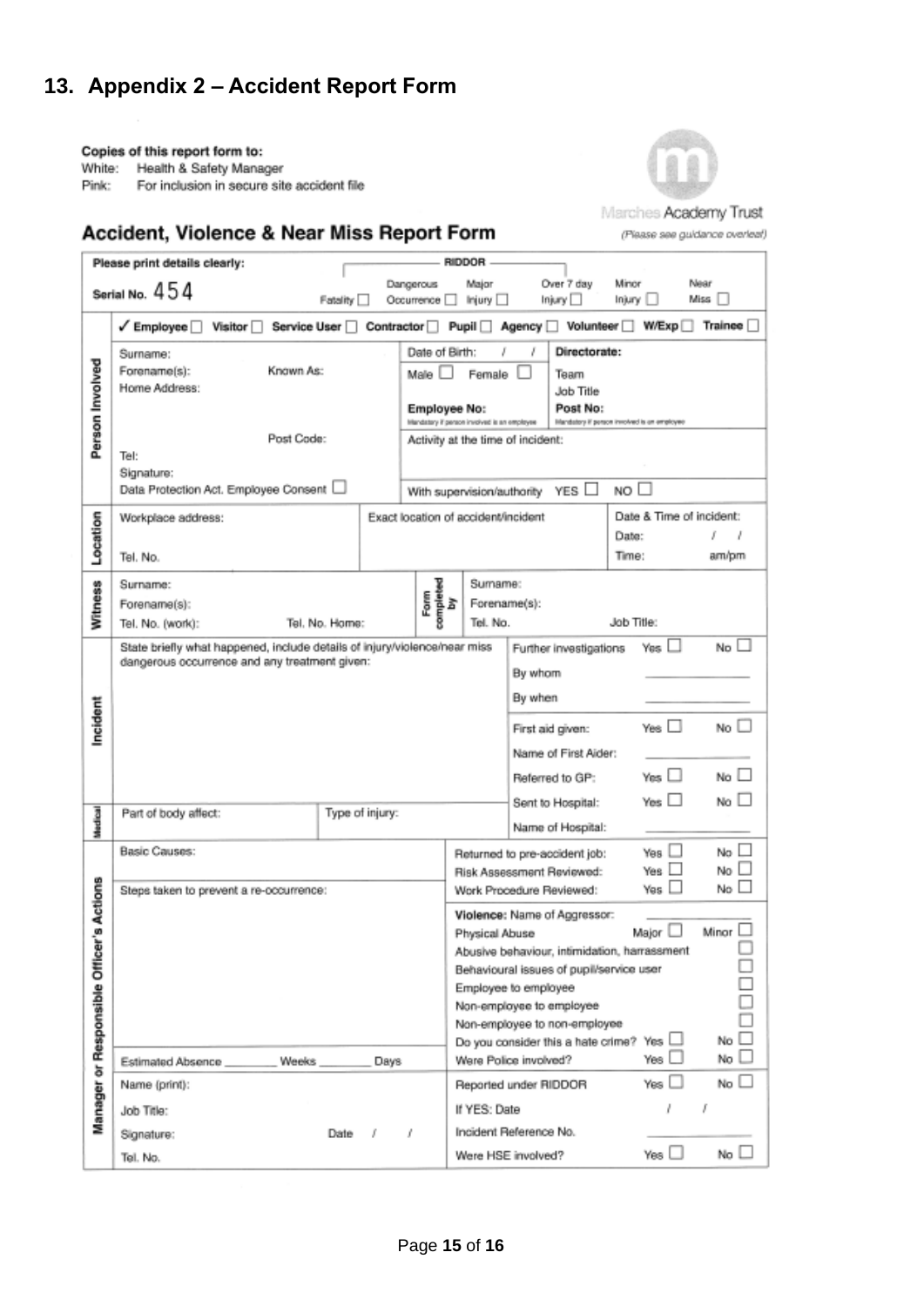## 13. Appendix 2 – Accident Report Form

**Copies of this report form to:**
White: Health & Safety Manager
Pink: For inclusion in secure site accident file

Marches Academy Trust

# Accident, Violence & Near Miss Report Form

*(Please see guidance overleaf)*

**Please print details clearly:**

Serial No. 454

RIDDOR: Fatality ☐ Dangerous Occurrence ☐ Major Injury ☐ Over 7 day Injury ☐ Minor Injury ☐ Near Miss ☐

| | | | |
|---|---|---|---|
| **Person Involved** | ✓ **Employee** ☐ **Visitor** ☐ **Service User** ☐ **Contractor** ☐ **Pupil** ☐ **Agency** ☐ **Volunteer** ☐ **W/Exp** ☐ **Trainee** ☐ | | |
| | Surname:<br>Forename(s): Known As:<br>Home Address:<br><br>Post Code:<br>Tel:<br>Signature:<br>Data Protection Act. Employee Consent ☐ | Date of Birth: / /<br>Male ☐ Female ☐<br>**Employee No:**<br>Mandatory if person involved is an employee<br>Activity at the time of incident:<br><br>With supervision/authority YES ☐ NO ☐ | **Directorate:**<br>Team<br>Job Title<br>**Post No:**<br>Mandatory if person involved is an employee |
| **Location** | Workplace address:<br><br>Tel. No. | Exact location of accident/incident | Date & Time of incident:<br>Date: / /<br>Time: am/pm |
| **Witness** | Surname:<br>Forename(s):<br>Tel. No. (work): Tel. No. Home: | **Form completed by** Surname:<br>Forename(s):<br>Tel. No. | Job Title: |
| **Incident** | State briefly what happened, include details of injury/violence/near miss dangerous occurrence and any treatment given: | | Further investigations Yes ☐ No ☐<br>By whom ________<br>By when ________<br>First aid given: Yes ☐ No ☐<br>Name of First Aider: ________<br>Referred to GP: Yes ☐ No ☐<br>Sent to Hospital: Yes ☐ No ☐ |
| **Medical** | Part of body affect: | Type of injury: | Name of Hospital: ________ |
| **Manager or Responsible Officer's Actions** | Basic Causes:<br><br>Steps taken to prevent a re-occurrence:<br><br><br>Estimated Absence ________ Weeks ________ Days | | Returned to pre-accident job: Yes ☐ No ☐<br>Risk Assessment Reviewed: Yes ☐ No ☐<br>Work Procedure Reviewed: Yes ☐ No ☐<br>**Violence:** Name of Aggressor: ________<br>Physical Abuse Major ☐ Minor ☐<br>Abusive behaviour, intimidation, harrassment ☐<br>Behavioural issues of pupil/service user ☐<br>Employee to employee ☐<br>Non-employee to employee ☐<br>Non-employee to non-employee ☐<br>Do you consider this a hate crime? Yes ☐ No ☐<br>Were Police involved? Yes ☐ No ☐ |
| | Name (print):<br>Job Title:<br>Signature: Date / /<br>Tel. No. | | Reported under RIDDOR Yes ☐ No ☐<br>If YES: Date / /<br>Incident Reference No. ________<br>Were HSE involved? Yes ☐ No ☐ |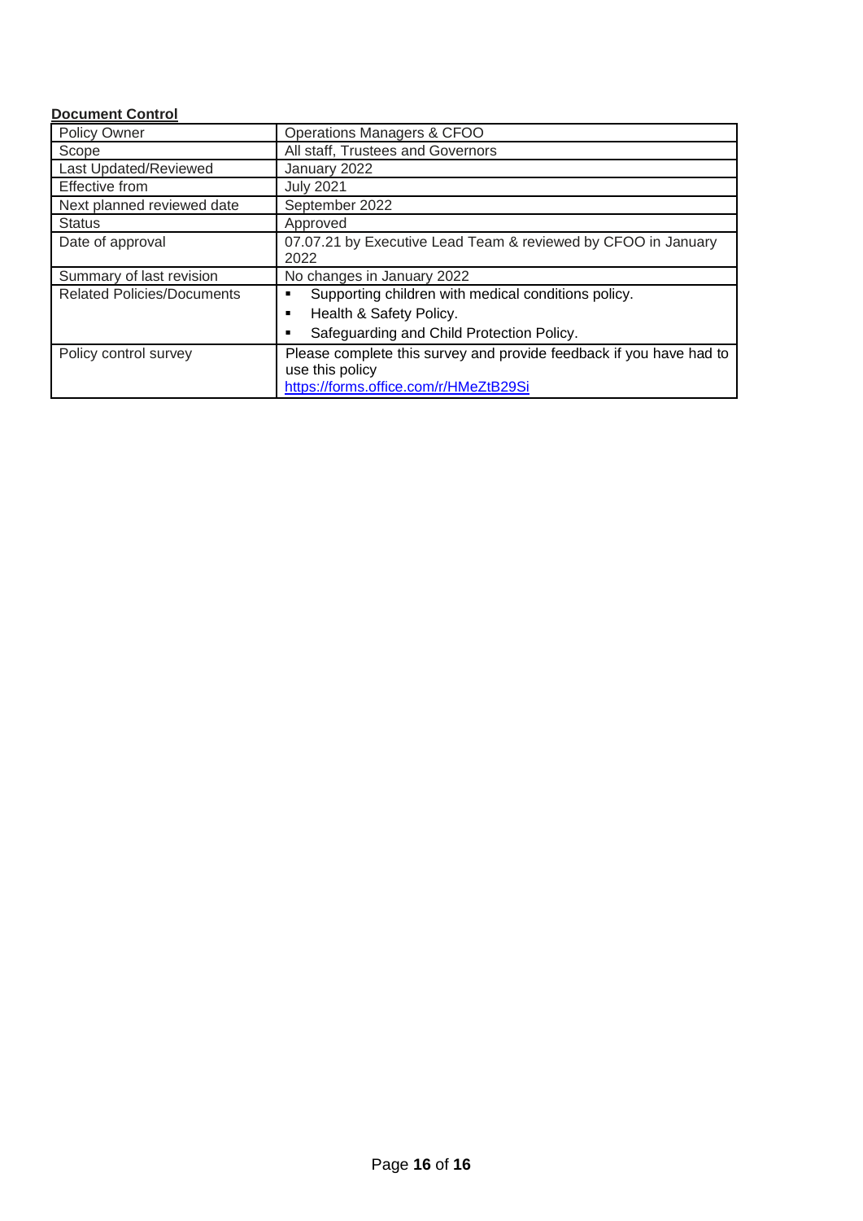**Document Control**

| | |
|---|---|
| Policy Owner | Operations Managers & CFOO |
| Scope | All staff, Trustees and Governors |
| Last Updated/Reviewed | January 2022 |
| Effective from | July 2021 |
| Next planned reviewed date | September 2022 |
| Status | Approved |
| Date of approval | 07.07.21 by Executive Lead Team & reviewed by CFOO in January 2022 |
| Summary of last revision | No changes in January 2022 |
| Related Policies/Documents | ▪ Supporting children with medical conditions policy.<br>▪ Health & Safety Policy.<br>▪ Safeguarding and Child Protection Policy. |
| Policy control survey | Please complete this survey and provide feedback if you have had to use this policy<br>https://forms.office.com/r/HMeZtB29Si |